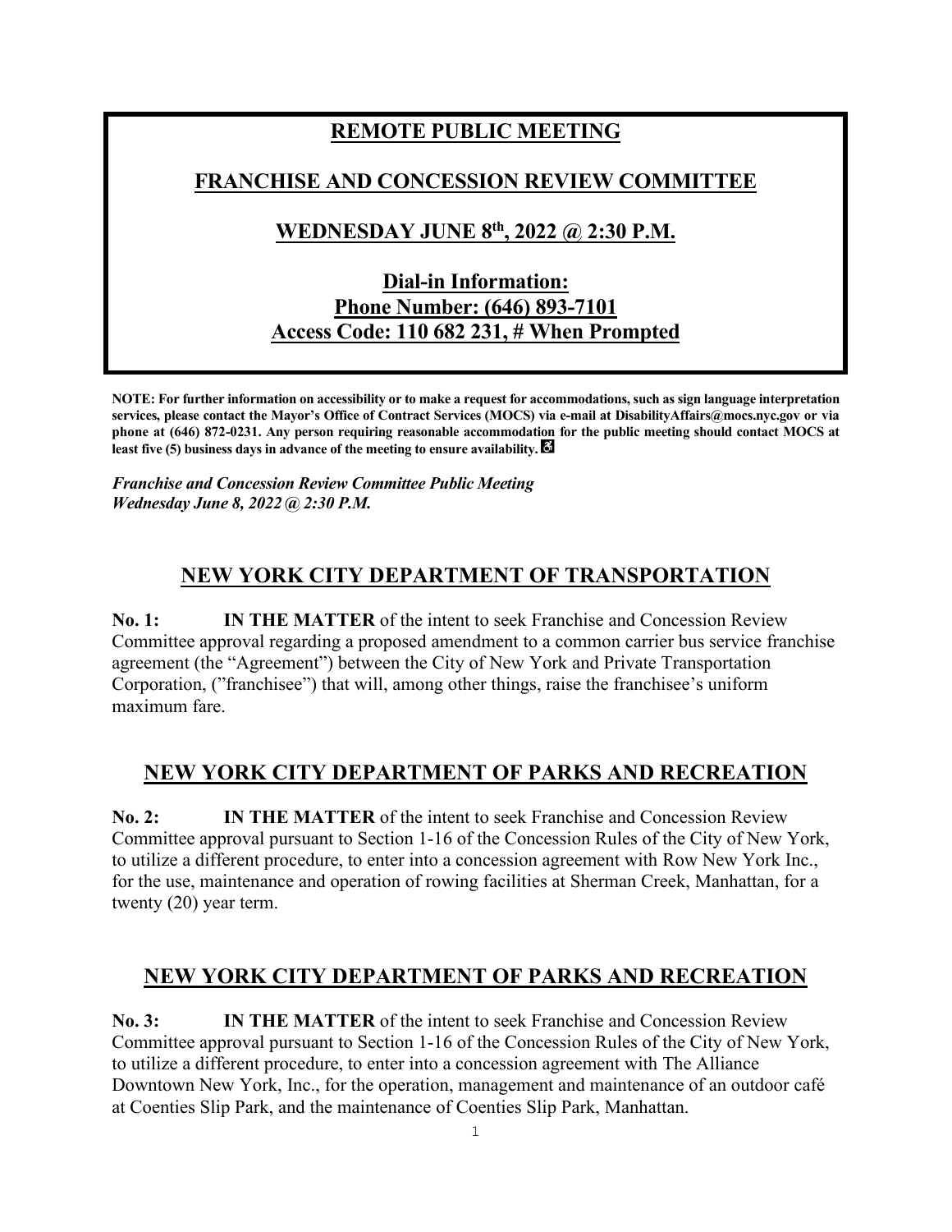# REMOTE PUBLIC MEETING

## FRANCHISE AND CONCESSION REVIEW COMMITTEE

## WEDNESDAY JUNE 8th, 2022 @ 2:30 P.M.

## Dial-in Information:
## Phone Number: (646) 893-7101
## Access Code: 110 682 231, # When Prompted

**NOTE: For further information on accessibility or to make a request for accommodations, such as sign language interpretation services, please contact the Mayor's Office of Contract Services (MOCS) via e-mail at DisabilityAffairs@mocs.nyc.gov or via phone at (646) 872-0231. Any person requiring reasonable accommodation for the public meeting should contact MOCS at least five (5) business days in advance of the meeting to ensure availability.** ♿

***Franchise and Concession Review Committee Public Meeting***
***Wednesday June 8, 2022 @ 2:30 P.M.***

## NEW YORK CITY DEPARTMENT OF TRANSPORTATION

**No. 1:** **IN THE MATTER** of the intent to seek Franchise and Concession Review Committee approval regarding a proposed amendment to a common carrier bus service franchise agreement (the "Agreement") between the City of New York and Private Transportation Corporation, ("franchisee") that will, among other things, raise the franchisee's uniform maximum fare.

## NEW YORK CITY DEPARTMENT OF PARKS AND RECREATION

**No. 2:** **IN THE MATTER** of the intent to seek Franchise and Concession Review Committee approval pursuant to Section 1-16 of the Concession Rules of the City of New York, to utilize a different procedure, to enter into a concession agreement with Row New York Inc., for the use, maintenance and operation of rowing facilities at Sherman Creek, Manhattan, for a twenty (20) year term.

## NEW YORK CITY DEPARTMENT OF PARKS AND RECREATION

**No. 3:** **IN THE MATTER** of the intent to seek Franchise and Concession Review Committee approval pursuant to Section 1-16 of the Concession Rules of the City of New York, to utilize a different procedure, to enter into a concession agreement with The Alliance Downtown New York, Inc., for the operation, management and maintenance of an outdoor café at Coenties Slip Park, and the maintenance of Coenties Slip Park, Manhattan.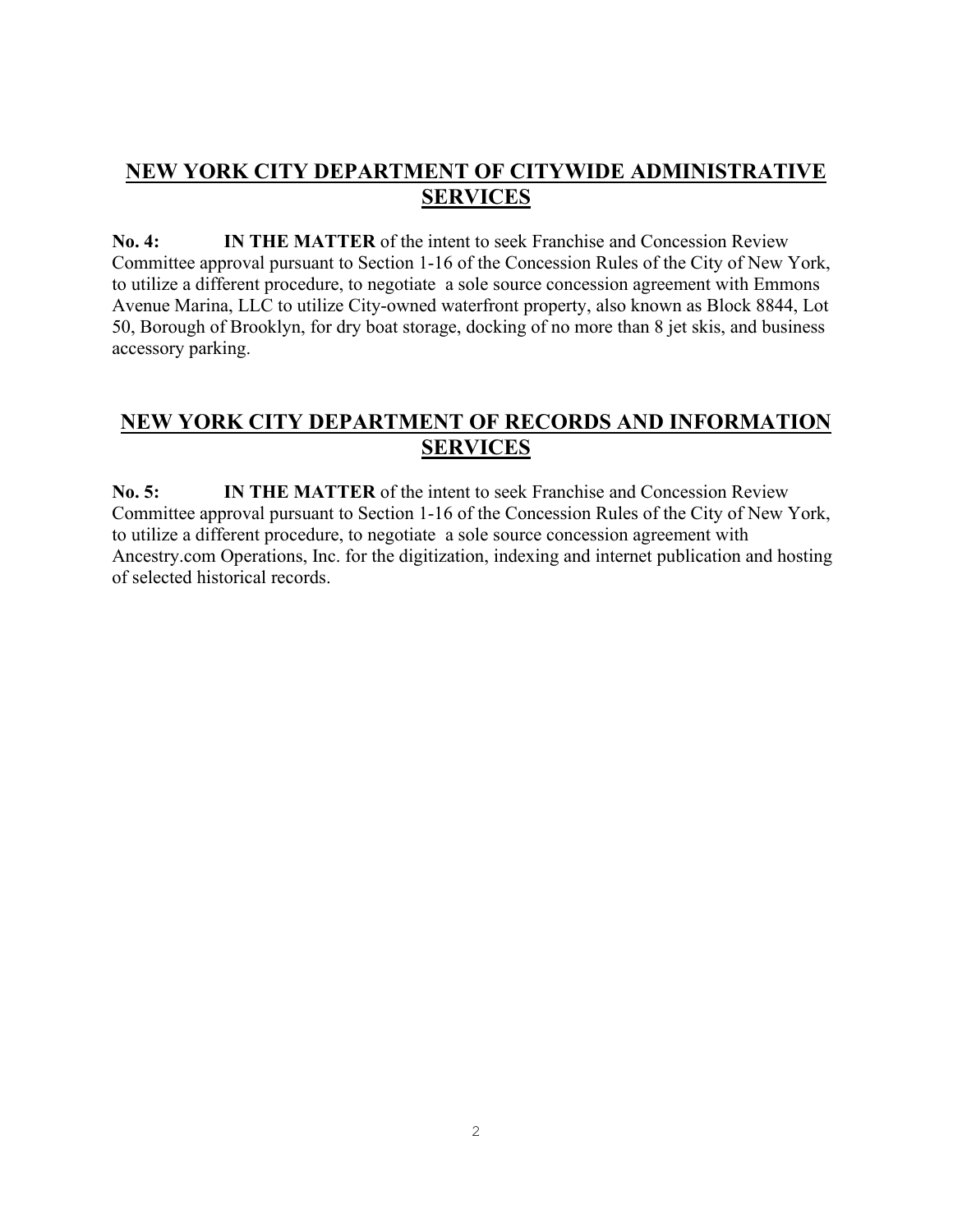## NEW YORK CITY DEPARTMENT OF CITYWIDE ADMINISTRATIVE SERVICES

**No. 4:** **IN THE MATTER** of the intent to seek Franchise and Concession Review Committee approval pursuant to Section 1-16 of the Concession Rules of the City of New York, to utilize a different procedure, to negotiate a sole source concession agreement with Emmons Avenue Marina, LLC to utilize City-owned waterfront property, also known as Block 8844, Lot 50, Borough of Brooklyn, for dry boat storage, docking of no more than 8 jet skis, and business accessory parking.

## NEW YORK CITY DEPARTMENT OF RECORDS AND INFORMATION SERVICES

**No. 5:** **IN THE MATTER** of the intent to seek Franchise and Concession Review Committee approval pursuant to Section 1-16 of the Concession Rules of the City of New York, to utilize a different procedure, to negotiate a sole source concession agreement with Ancestry.com Operations, Inc. for the digitization, indexing and internet publication and hosting of selected historical records.